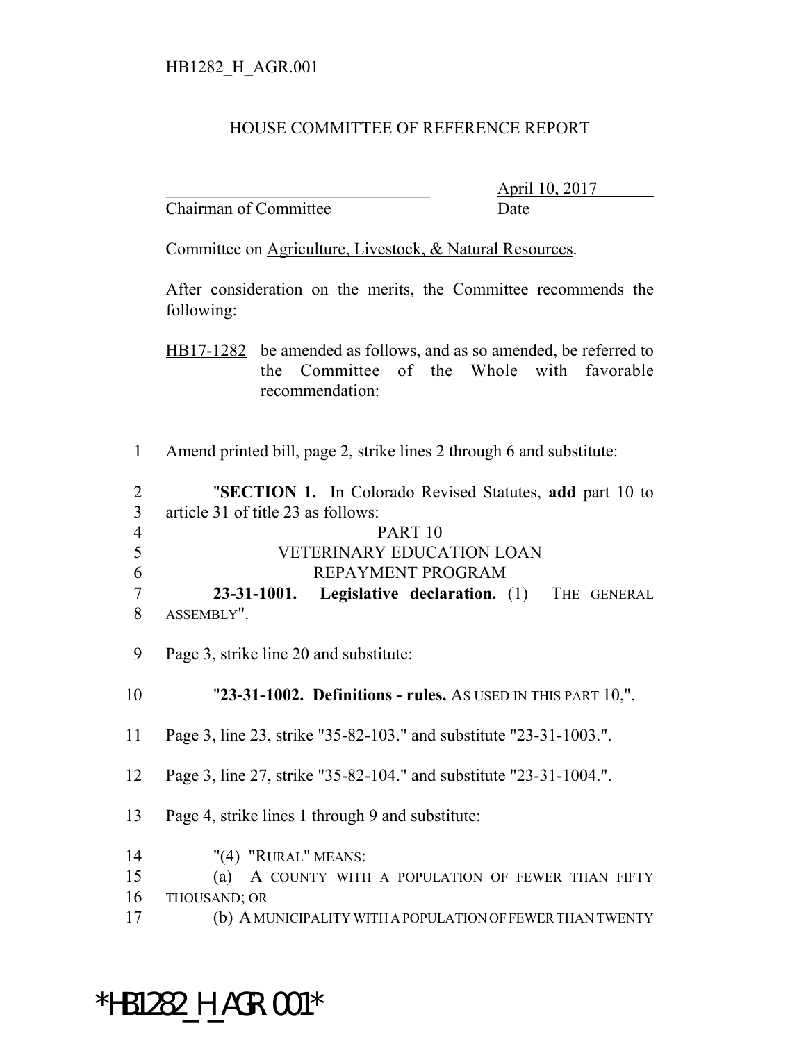HB1282_H_AGR.001

HOUSE COMMITTEE OF REFERENCE REPORT

_______________________________ April 10, 2017
Chairman of Committee Date

Committee on Agriculture, Livestock, & Natural Resources.

After consideration on the merits, the Committee recommends the following:

HB17-1282 be amended as follows, and as so amended, be referred to the Committee of the Whole with favorable recommendation:

1 Amend printed bill, page 2, strike lines 2 through 6 and substitute:

2 "**SECTION 1.** In Colorado Revised Statutes, **add** part 10 to
3 article 31 of title 23 as follows:
4 PART 10
5 VETERINARY EDUCATION LOAN
6 REPAYMENT PROGRAM
7 **23-31-1001. Legislative declaration.** (1) THE GENERAL
8 ASSEMBLY".

9 Page 3, strike line 20 and substitute:

10 "**23-31-1002. Definitions - rules.** AS USED IN THIS PART 10,".

11 Page 3, line 23, strike "35-82-103." and substitute "23-31-1003.".

12 Page 3, line 27, strike "35-82-104." and substitute "23-31-1004.".

13 Page 4, strike lines 1 through 9 and substitute:

14 "(4) "RURAL" MEANS:
15 (a) A COUNTY WITH A POPULATION OF FEWER THAN FIFTY
16 THOUSAND; OR
17 (b) A MUNICIPALITY WITH A POPULATION OF FEWER THAN TWENTY

*HB1282_H_AGR.001*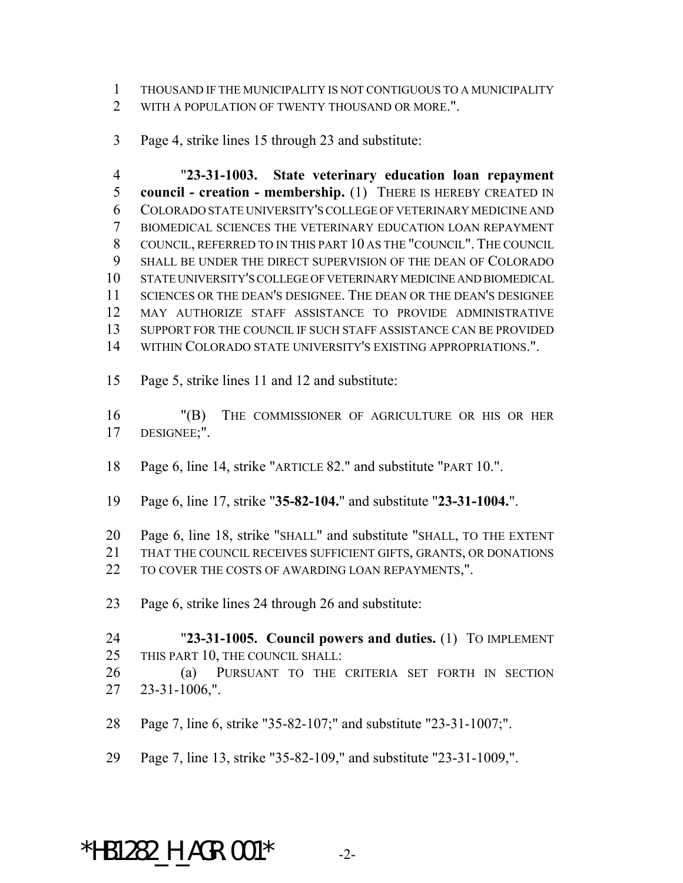THOUSAND IF THE MUNICIPALITY IS NOT CONTIGUOUS TO A MUNICIPALITY WITH A POPULATION OF TWENTY THOUSAND OR MORE.".

Page 4, strike lines 15 through 23 and substitute:

"**23-31-1003. State veterinary education loan repayment council - creation - membership.** (1) THERE IS HEREBY CREATED IN COLORADO STATE UNIVERSITY'S COLLEGE OF VETERINARY MEDICINE AND BIOMEDICAL SCIENCES THE VETERINARY EDUCATION LOAN REPAYMENT COUNCIL, REFERRED TO IN THIS PART 10 AS THE "COUNCIL". THE COUNCIL SHALL BE UNDER THE DIRECT SUPERVISION OF THE DEAN OF COLORADO STATE UNIVERSITY'S COLLEGE OF VETERINARY MEDICINE AND BIOMEDICAL SCIENCES OR THE DEAN'S DESIGNEE. THE DEAN OR THE DEAN'S DESIGNEE MAY AUTHORIZE STAFF ASSISTANCE TO PROVIDE ADMINISTRATIVE SUPPORT FOR THE COUNCIL IF SUCH STAFF ASSISTANCE CAN BE PROVIDED WITHIN COLORADO STATE UNIVERSITY'S EXISTING APPROPRIATIONS.".

Page 5, strike lines 11 and 12 and substitute:

"(B) THE COMMISSIONER OF AGRICULTURE OR HIS OR HER DESIGNEE;".

Page 6, line 14, strike "ARTICLE 82." and substitute "PART 10.".

Page 6, line 17, strike "**35-82-104.**" and substitute "**23-31-1004.**".

Page 6, line 18, strike "SHALL" and substitute "SHALL, TO THE EXTENT THAT THE COUNCIL RECEIVES SUFFICIENT GIFTS, GRANTS, OR DONATIONS TO COVER THE COSTS OF AWARDING LOAN REPAYMENTS,".

Page 6, strike lines 24 through 26 and substitute:

"**23-31-1005. Council powers and duties.** (1) TO IMPLEMENT THIS PART 10, THE COUNCIL SHALL:

(a) PURSUANT TO THE CRITERIA SET FORTH IN SECTION 23-31-1006,".

Page 7, line 6, strike "35-82-107;" and substitute "23-31-1007;".

Page 7, line 13, strike "35-82-109," and substitute "23-31-1009,".

*HB1282_H_AGR.001*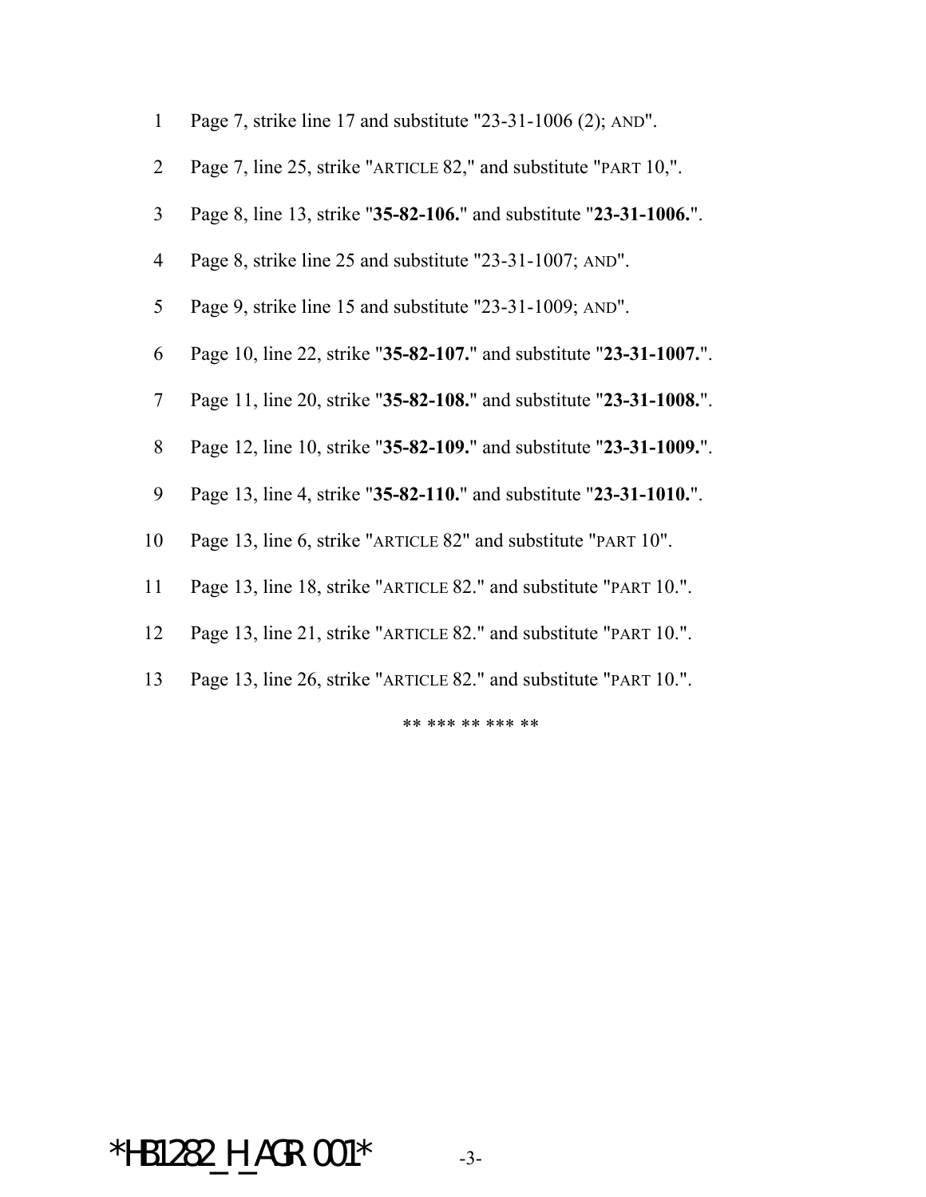1 Page 7, strike line 17 and substitute "23-31-1006 (2); AND".

2 Page 7, line 25, strike "ARTICLE 82," and substitute "PART 10,".

3 Page 8, line 13, strike "**35-82-106.**" and substitute "**23-31-1006.**".

4 Page 8, strike line 25 and substitute "23-31-1007; AND".

5 Page 9, strike line 15 and substitute "23-31-1009; AND".

6 Page 10, line 22, strike "**35-82-107.**" and substitute "**23-31-1007.**".

7 Page 11, line 20, strike "**35-82-108.**" and substitute "**23-31-1008.**".

8 Page 12, line 10, strike "**35-82-109.**" and substitute "**23-31-1009.**".

9 Page 13, line 4, strike "**35-82-110.**" and substitute "**23-31-1010.**".

10 Page 13, line 6, strike "ARTICLE 82" and substitute "PART 10".

11 Page 13, line 18, strike "ARTICLE 82." and substitute "PART 10.".

12 Page 13, line 21, strike "ARTICLE 82." and substitute "PART 10.".

13 Page 13, line 26, strike "ARTICLE 82." and substitute "PART 10.".

** *** ** *** **

*HB1282_H_AGR.001*